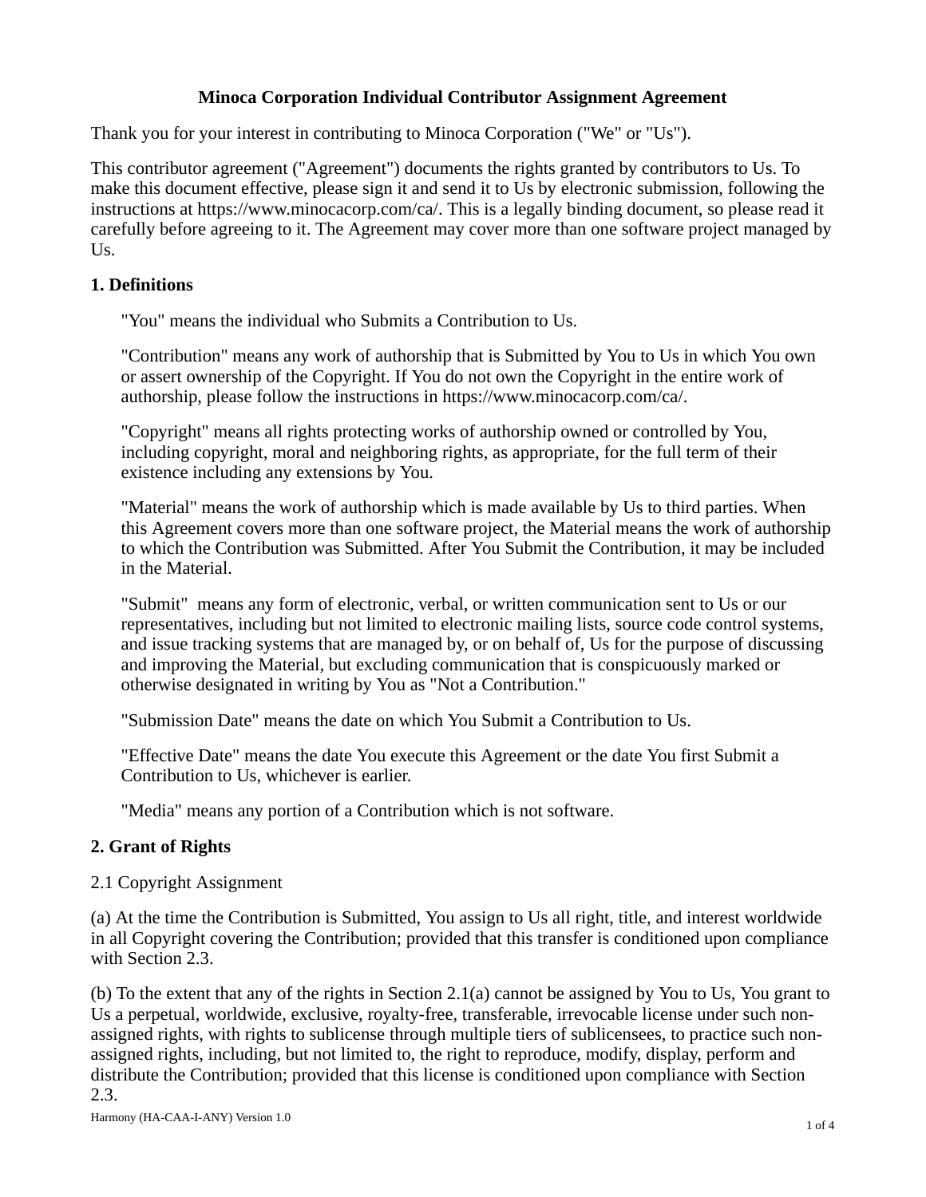# Minoca Corporation Individual Contributor Assignment Agreement

Thank you for your interest in contributing to Minoca Corporation ("We" or "Us").

This contributor agreement ("Agreement") documents the rights granted by contributors to Us. To make this document effective, please sign it and send it to Us by electronic submission, following the instructions at https://www.minocacorp.com/ca/. This is a legally binding document, so please read it carefully before agreeing to it. The Agreement may cover more than one software project managed by Us.

## 1. Definitions

"You" means the individual who Submits a Contribution to Us.

"Contribution" means any work of authorship that is Submitted by You to Us in which You own or assert ownership of the Copyright. If You do not own the Copyright in the entire work of authorship, please follow the instructions in https://www.minocacorp.com/ca/.

"Copyright" means all rights protecting works of authorship owned or controlled by You, including copyright, moral and neighboring rights, as appropriate, for the full term of their existence including any extensions by You.

"Material" means the work of authorship which is made available by Us to third parties. When this Agreement covers more than one software project, the Material means the work of authorship to which the Contribution was Submitted. After You Submit the Contribution, it may be included in the Material.

"Submit" means any form of electronic, verbal, or written communication sent to Us or our representatives, including but not limited to electronic mailing lists, source code control systems, and issue tracking systems that are managed by, or on behalf of, Us for the purpose of discussing and improving the Material, but excluding communication that is conspicuously marked or otherwise designated in writing by You as "Not a Contribution."

"Submission Date" means the date on which You Submit a Contribution to Us.

"Effective Date" means the date You execute this Agreement or the date You first Submit a Contribution to Us, whichever is earlier.

"Media" means any portion of a Contribution which is not software.

## 2. Grant of Rights

### 2.1 Copyright Assignment

(a) At the time the Contribution is Submitted, You assign to Us all right, title, and interest worldwide in all Copyright covering the Contribution; provided that this transfer is conditioned upon compliance with Section 2.3.

(b) To the extent that any of the rights in Section 2.1(a) cannot be assigned by You to Us, You grant to Us a perpetual, worldwide, exclusive, royalty-free, transferable, irrevocable license under such non-assigned rights, with rights to sublicense through multiple tiers of sublicensees, to practice such non-assigned rights, including, but not limited to, the right to reproduce, modify, display, perform and distribute the Contribution; provided that this license is conditioned upon compliance with Section 2.3.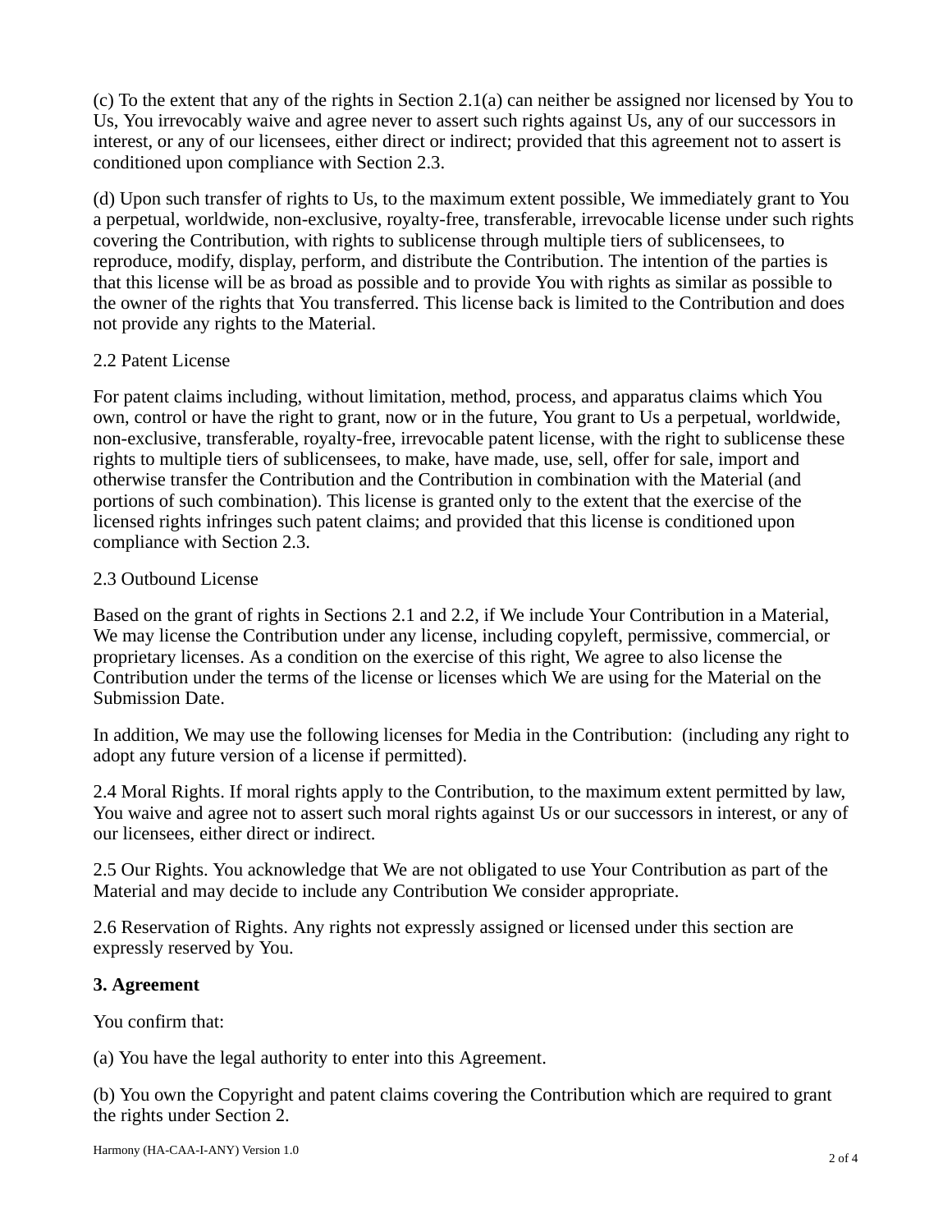(c) To the extent that any of the rights in Section 2.1(a) can neither be assigned nor licensed by You to Us, You irrevocably waive and agree never to assert such rights against Us, any of our successors in interest, or any of our licensees, either direct or indirect; provided that this agreement not to assert is conditioned upon compliance with Section 2.3.

(d) Upon such transfer of rights to Us, to the maximum extent possible, We immediately grant to You a perpetual, worldwide, non-exclusive, royalty-free, transferable, irrevocable license under such rights covering the Contribution, with rights to sublicense through multiple tiers of sublicensees, to reproduce, modify, display, perform, and distribute the Contribution. The intention of the parties is that this license will be as broad as possible and to provide You with rights as similar as possible to the owner of the rights that You transferred. This license back is limited to the Contribution and does not provide any rights to the Material.

2.2 Patent License

For patent claims including, without limitation, method, process, and apparatus claims which You own, control or have the right to grant, now or in the future, You grant to Us a perpetual, worldwide, non-exclusive, transferable, royalty-free, irrevocable patent license, with the right to sublicense these rights to multiple tiers of sublicensees, to make, have made, use, sell, offer for sale, import and otherwise transfer the Contribution and the Contribution in combination with the Material (and portions of such combination). This license is granted only to the extent that the exercise of the licensed rights infringes such patent claims; and provided that this license is conditioned upon compliance with Section 2.3.

2.3 Outbound License

Based on the grant of rights in Sections 2.1 and 2.2, if We include Your Contribution in a Material, We may license the Contribution under any license, including copyleft, permissive, commercial, or proprietary licenses. As a condition on the exercise of this right, We agree to also license the Contribution under the terms of the license or licenses which We are using for the Material on the Submission Date.

In addition, We may use the following licenses for Media in the Contribution:  (including any right to adopt any future version of a license if permitted).

2.4 Moral Rights. If moral rights apply to the Contribution, to the maximum extent permitted by law, You waive and agree not to assert such moral rights against Us or our successors in interest, or any of our licensees, either direct or indirect.

2.5 Our Rights. You acknowledge that We are not obligated to use Your Contribution as part of the Material and may decide to include any Contribution We consider appropriate.

2.6 Reservation of Rights. Any rights not expressly assigned or licensed under this section are expressly reserved by You.

**3. Agreement**

You confirm that:

(a) You have the legal authority to enter into this Agreement.

(b) You own the Copyright and patent claims covering the Contribution which are required to grant the rights under Section 2.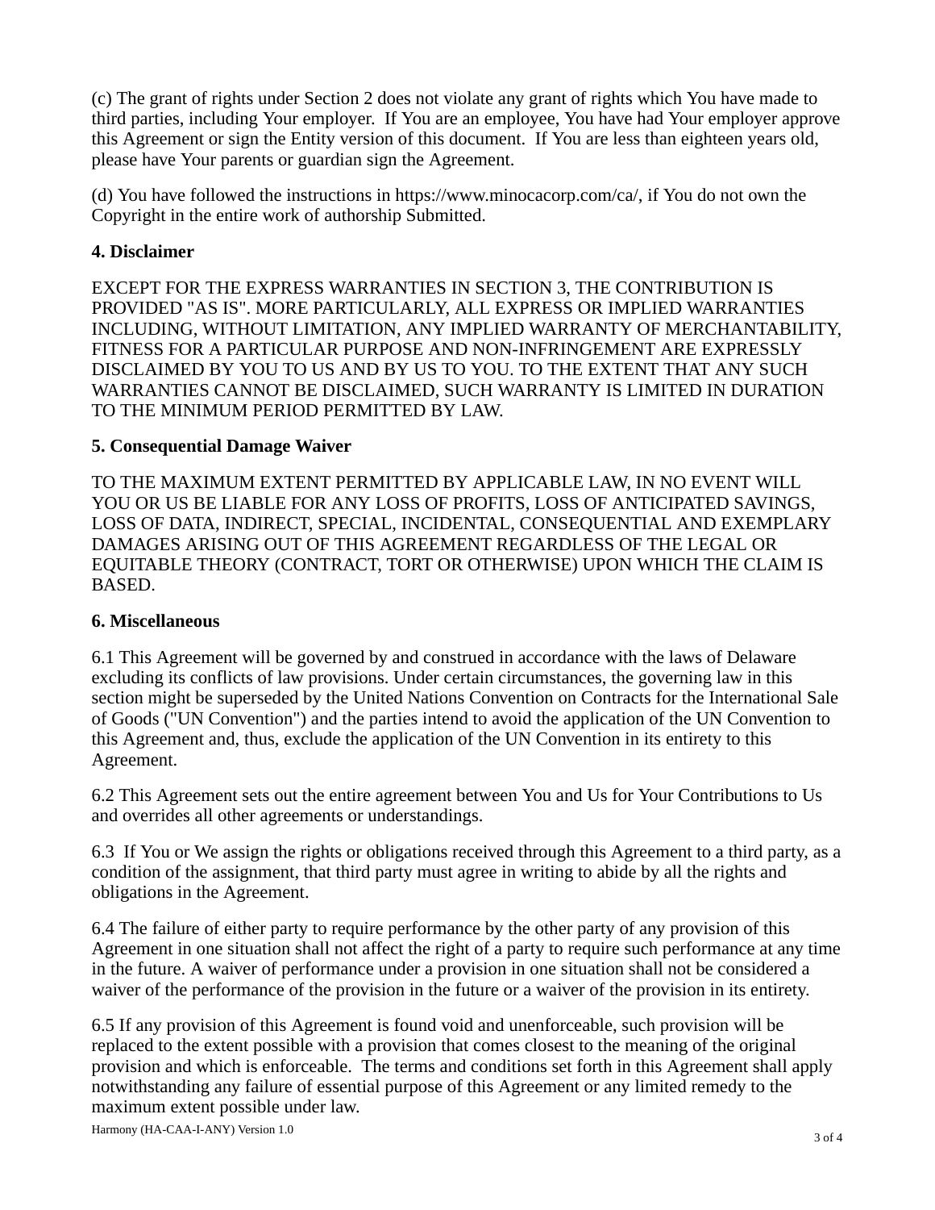(c) The grant of rights under Section 2 does not violate any grant of rights which You have made to third parties, including Your employer. If You are an employee, You have had Your employer approve this Agreement or sign the Entity version of this document. If You are less than eighteen years old, please have Your parents or guardian sign the Agreement.

(d) You have followed the instructions in https://www.minocacorp.com/ca/, if You do not own the Copyright in the entire work of authorship Submitted.

**4. Disclaimer**

EXCEPT FOR THE EXPRESS WARRANTIES IN SECTION 3, THE CONTRIBUTION IS PROVIDED "AS IS". MORE PARTICULARLY, ALL EXPRESS OR IMPLIED WARRANTIES INCLUDING, WITHOUT LIMITATION, ANY IMPLIED WARRANTY OF MERCHANTABILITY, FITNESS FOR A PARTICULAR PURPOSE AND NON-INFRINGEMENT ARE EXPRESSLY DISCLAIMED BY YOU TO US AND BY US TO YOU. TO THE EXTENT THAT ANY SUCH WARRANTIES CANNOT BE DISCLAIMED, SUCH WARRANTY IS LIMITED IN DURATION TO THE MINIMUM PERIOD PERMITTED BY LAW.

**5. Consequential Damage Waiver**

TO THE MAXIMUM EXTENT PERMITTED BY APPLICABLE LAW, IN NO EVENT WILL YOU OR US BE LIABLE FOR ANY LOSS OF PROFITS, LOSS OF ANTICIPATED SAVINGS, LOSS OF DATA, INDIRECT, SPECIAL, INCIDENTAL, CONSEQUENTIAL AND EXEMPLARY DAMAGES ARISING OUT OF THIS AGREEMENT REGARDLESS OF THE LEGAL OR EQUITABLE THEORY (CONTRACT, TORT OR OTHERWISE) UPON WHICH THE CLAIM IS BASED.

**6. Miscellaneous**

6.1 This Agreement will be governed by and construed in accordance with the laws of Delaware excluding its conflicts of law provisions. Under certain circumstances, the governing law in this section might be superseded by the United Nations Convention on Contracts for the International Sale of Goods ("UN Convention") and the parties intend to avoid the application of the UN Convention to this Agreement and, thus, exclude the application of the UN Convention in its entirety to this Agreement.

6.2 This Agreement sets out the entire agreement between You and Us for Your Contributions to Us and overrides all other agreements or understandings.

6.3 If You or We assign the rights or obligations received through this Agreement to a third party, as a condition of the assignment, that third party must agree in writing to abide by all the rights and obligations in the Agreement.

6.4 The failure of either party to require performance by the other party of any provision of this Agreement in one situation shall not affect the right of a party to require such performance at any time in the future. A waiver of performance under a provision in one situation shall not be considered a waiver of the performance of the provision in the future or a waiver of the provision in its entirety.

6.5 If any provision of this Agreement is found void and unenforceable, such provision will be replaced to the extent possible with a provision that comes closest to the meaning of the original provision and which is enforceable. The terms and conditions set forth in this Agreement shall apply notwithstanding any failure of essential purpose of this Agreement or any limited remedy to the maximum extent possible under law.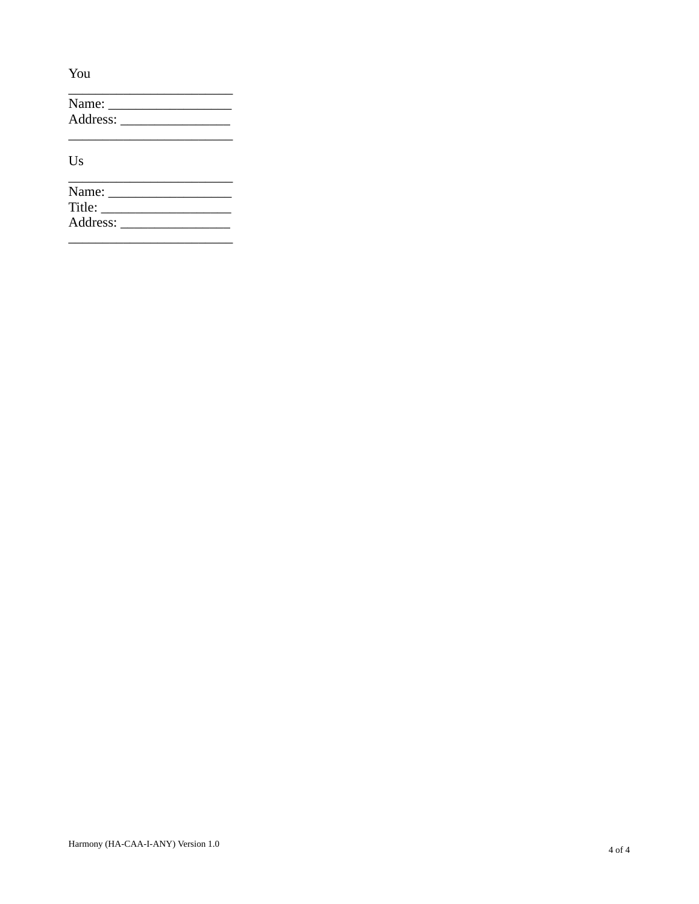You

________________________
Name: __________________
Address: ________________
________________________

Us

________________________
Name: __________________
Title: ___________________
Address: ________________
________________________